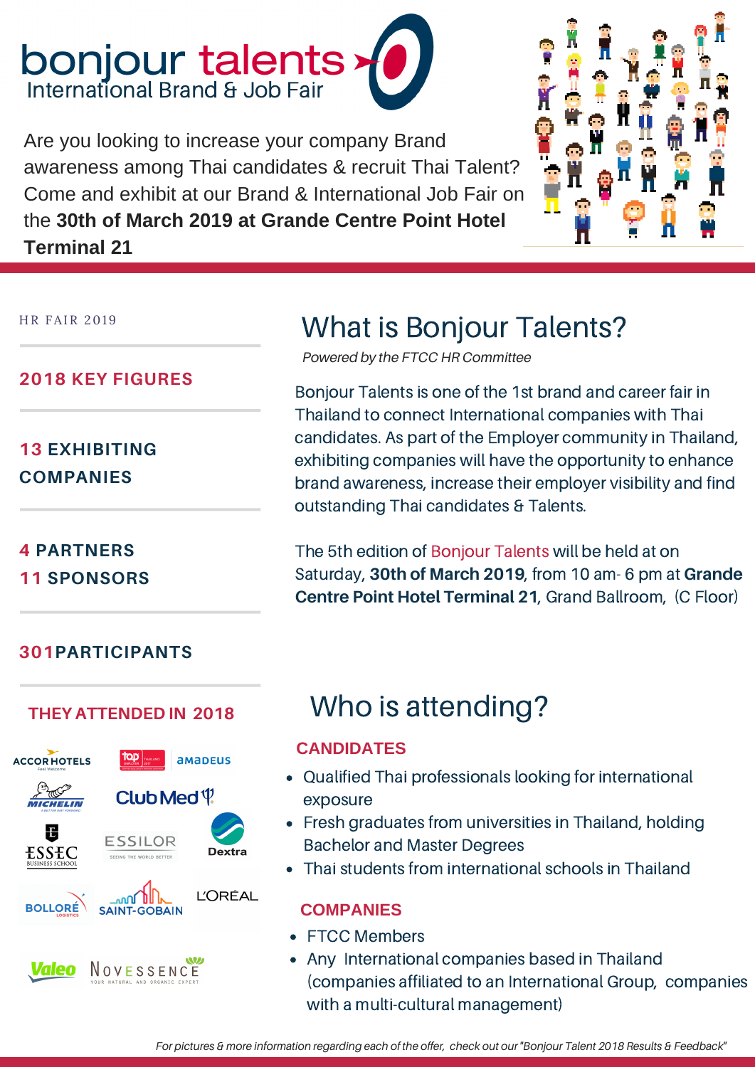# bonjour talents

International Brand & Job Fair

Are you looking to increase your company Brand awareness among Thai candidates & recruit Thai Talent? Come and exhibit at our Brand & International Job Fair on the **30th of March 2019 at Grande Centre Point Hotel Terminal 21**

HR FAIR 2019

**2018 KEY FIGURES**

**13 EXHIBITING COMPANIES**

**4 PARTNERS**
**11 SPONSORS**

**301PARTICIPANTS**

**THEY ATTENDED IN 2018**

ACCORHOTELS, top employer, amadeus, MICHELIN, ClubMed, ESSEC Business School, ESSILOR, Dextra, BOLLORÉ Logistics, SAINT-GOBAIN, L'ORÉAL, Valeo, NOVESSENCE

## What is Bonjour Talents?

*Powered by the FTCC HR Committee*

Bonjour Talents is one of the 1st brand and career fair in Thailand to connect International companies with Thai candidates. As part of the Employer community in Thailand, exhibiting companies will have the opportunity to enhance brand awareness, increase their employer visibility and find outstanding Thai candidates & Talents.

The 5th edition of Bonjour Talents will be held at on Saturday, **30th of March 2019**, from 10 am- 6 pm at **Grande Centre Point Hotel Terminal 21**, Grand Ballroom, (C Floor)

## Who is attending?

**CANDIDATES**

- Qualified Thai professionals looking for international exposure
- Fresh graduates from universities in Thailand, holding Bachelor and Master Degrees
- Thai students from international schools in Thailand

**COMPANIES**

- FTCC Members
- Any International companies based in Thailand (companies affiliated to an International Group, companies with a multi-cultural management)

*For pictures & more information regarding each of the offer, check out our "Bonjour Talent 2018 Results & Feedback"*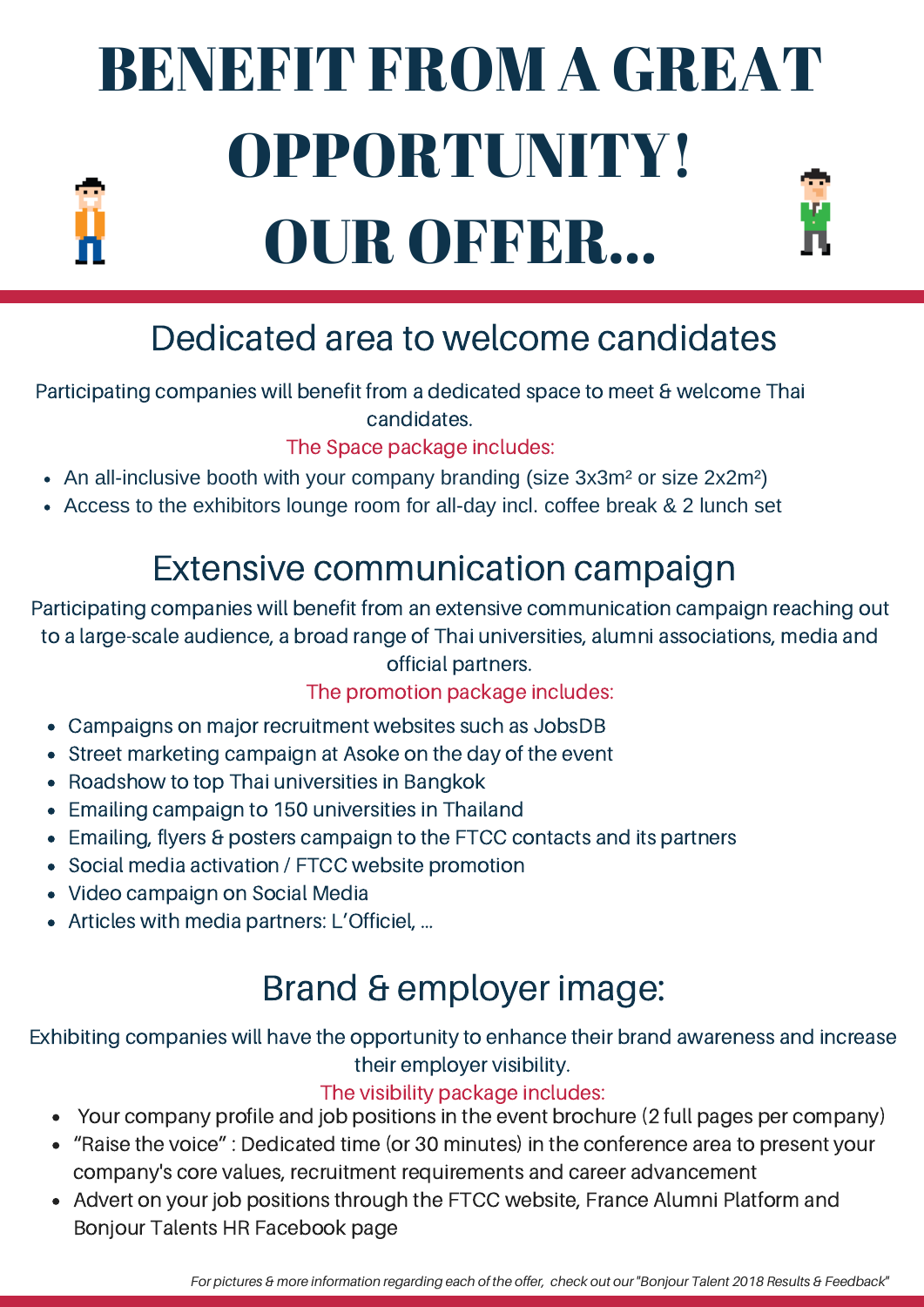# BENEFIT FROM A GREAT OPPORTUNITY! OUR OFFER...

## Dedicated area to welcome candidates

Participating companies will benefit from a dedicated space to meet & welcome Thai candidates.

The Space package includes:

- An all-inclusive booth with your company branding (size 3x3m² or size 2x2m²)
- Access to the exhibitors lounge room for all-day incl. coffee break & 2 lunch set

## Extensive communication campaign

Participating companies will benefit from an extensive communication campaign reaching out to a large-scale audience, a broad range of Thai universities, alumni associations, media and official partners.

The promotion package includes:

- Campaigns on major recruitment websites such as JobsDB
- Street marketing campaign at Asoke on the day of the event
- Roadshow to top Thai universities in Bangkok
- Emailing campaign to 150 universities in Thailand
- Emailing, flyers & posters campaign to the FTCC contacts and its partners
- Social media activation / FTCC website promotion
- Video campaign on Social Media
- Articles with media partners: L'Officiel, ...

## Brand & employer image:

Exhibiting companies will have the opportunity to enhance their brand awareness and increase their employer visibility.

The visibility package includes:

- Your company profile and job positions in the event brochure (2 full pages per company)
- "Raise the voice" : Dedicated time (or 30 minutes) in the conference area to present your company's core values, recruitment requirements and career advancement
- Advert on your job positions through the FTCC website, France Alumni Platform and Bonjour Talents HR Facebook page

*For pictures & more information regarding each of the offer, check out our "Bonjour Talent 2018 Results & Feedback"*